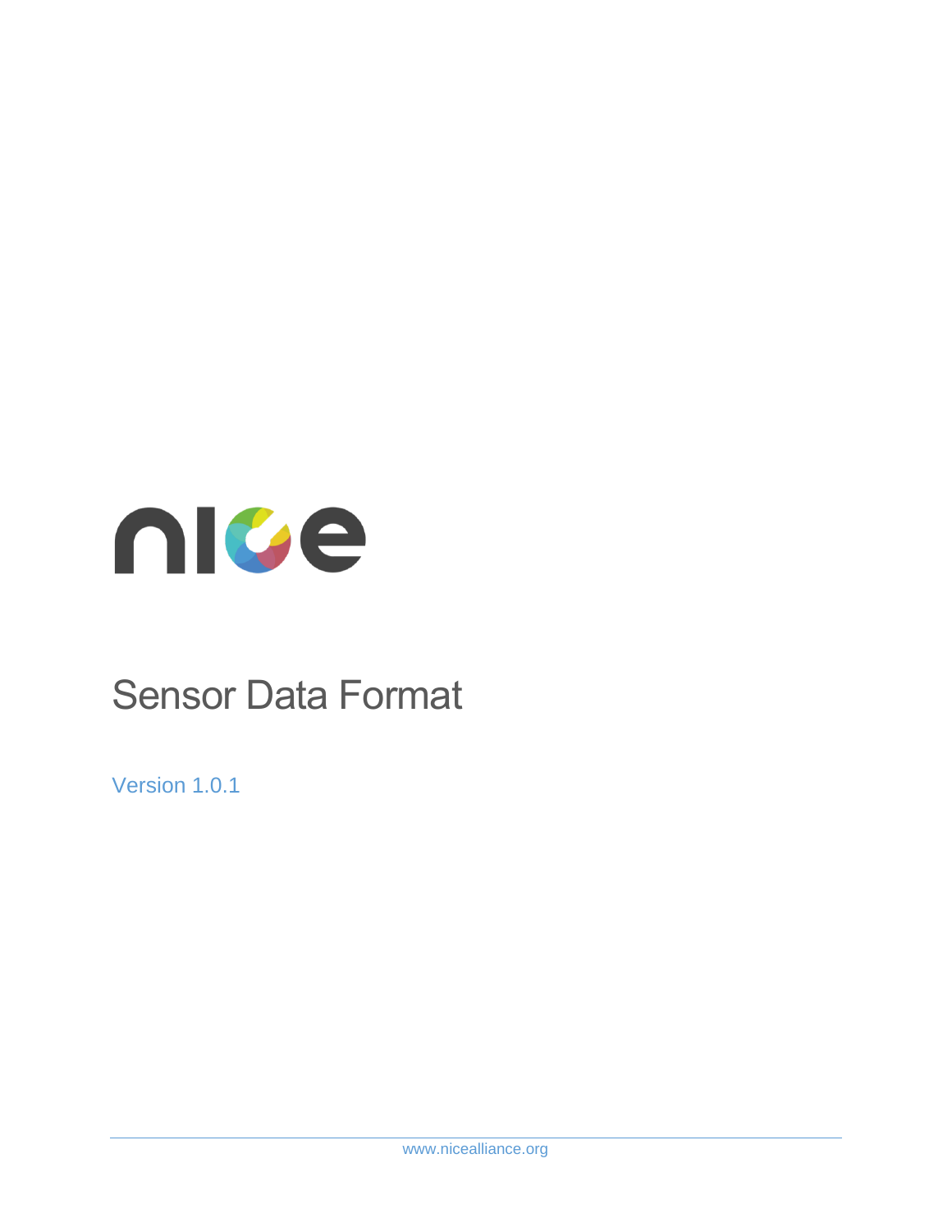nice

# Sensor Data Format

Version 1.0.1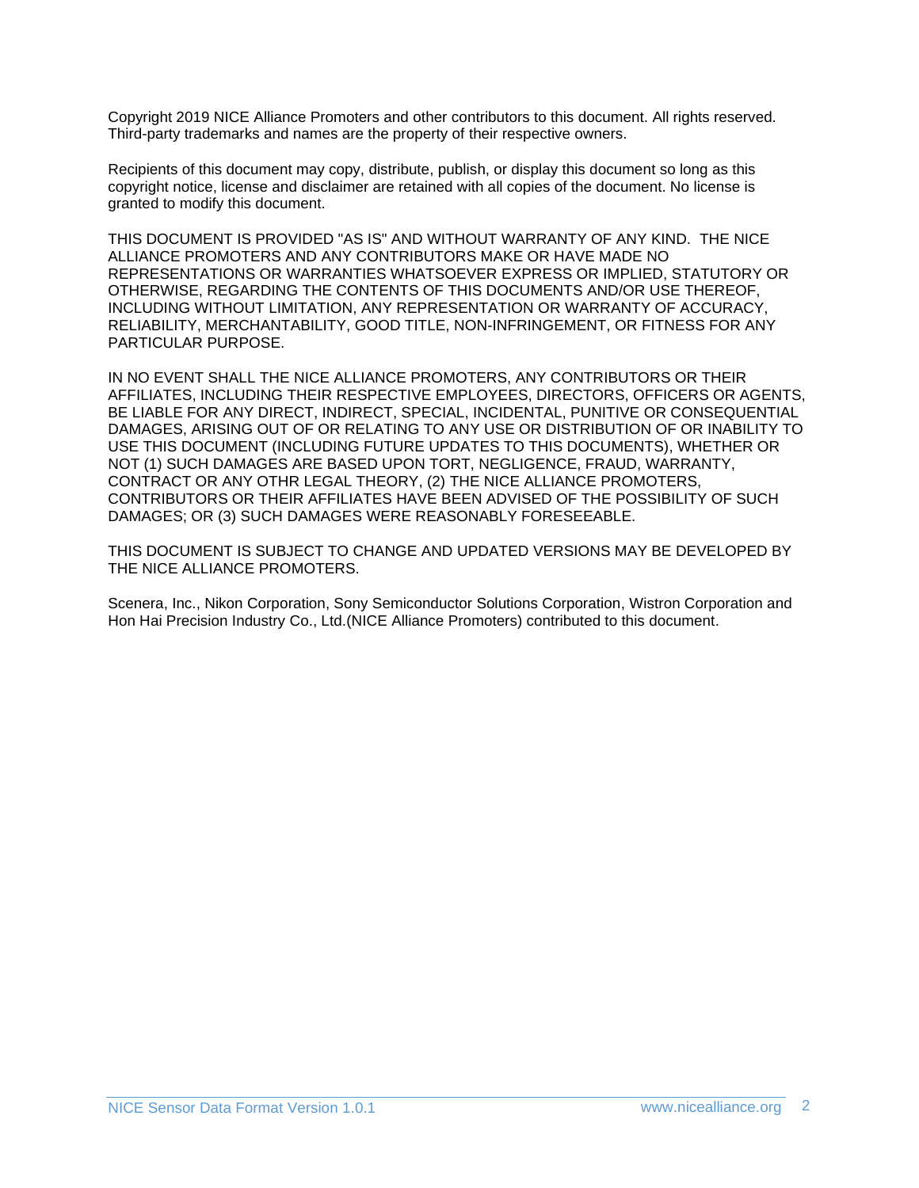Copyright 2019 NICE Alliance Promoters and other contributors to this document. All rights reserved. Third-party trademarks and names are the property of their respective owners.

Recipients of this document may copy, distribute, publish, or display this document so long as this copyright notice, license and disclaimer are retained with all copies of the document. No license is granted to modify this document.

THIS DOCUMENT IS PROVIDED "AS IS" AND WITHOUT WARRANTY OF ANY KIND. THE NICE ALLIANCE PROMOTERS AND ANY CONTRIBUTORS MAKE OR HAVE MADE NO REPRESENTATIONS OR WARRANTIES WHATSOEVER EXPRESS OR IMPLIED, STATUTORY OR OTHERWISE, REGARDING THE CONTENTS OF THIS DOCUMENTS AND/OR USE THEREOF, INCLUDING WITHOUT LIMITATION, ANY REPRESENTATION OR WARRANTY OF ACCURACY, RELIABILITY, MERCHANTABILITY, GOOD TITLE, NON-INFRINGEMENT, OR FITNESS FOR ANY PARTICULAR PURPOSE.

IN NO EVENT SHALL THE NICE ALLIANCE PROMOTERS, ANY CONTRIBUTORS OR THEIR AFFILIATES, INCLUDING THEIR RESPECTIVE EMPLOYEES, DIRECTORS, OFFICERS OR AGENTS, BE LIABLE FOR ANY DIRECT, INDIRECT, SPECIAL, INCIDENTAL, PUNITIVE OR CONSEQUENTIAL DAMAGES, ARISING OUT OF OR RELATING TO ANY USE OR DISTRIBUTION OF OR INABILITY TO USE THIS DOCUMENT (INCLUDING FUTURE UPDATES TO THIS DOCUMENTS), WHETHER OR NOT (1) SUCH DAMAGES ARE BASED UPON TORT, NEGLIGENCE, FRAUD, WARRANTY, CONTRACT OR ANY OTHR LEGAL THEORY, (2) THE NICE ALLIANCE PROMOTERS, CONTRIBUTORS OR THEIR AFFILIATES HAVE BEEN ADVISED OF THE POSSIBILITY OF SUCH DAMAGES; OR (3) SUCH DAMAGES WERE REASONABLY FORESEEABLE.

THIS DOCUMENT IS SUBJECT TO CHANGE AND UPDATED VERSIONS MAY BE DEVELOPED BY THE NICE ALLIANCE PROMOTERS.

Scenera, Inc., Nikon Corporation, Sony Semiconductor Solutions Corporation, Wistron Corporation and Hon Hai Precision Industry Co., Ltd.(NICE Alliance Promoters) contributed to this document.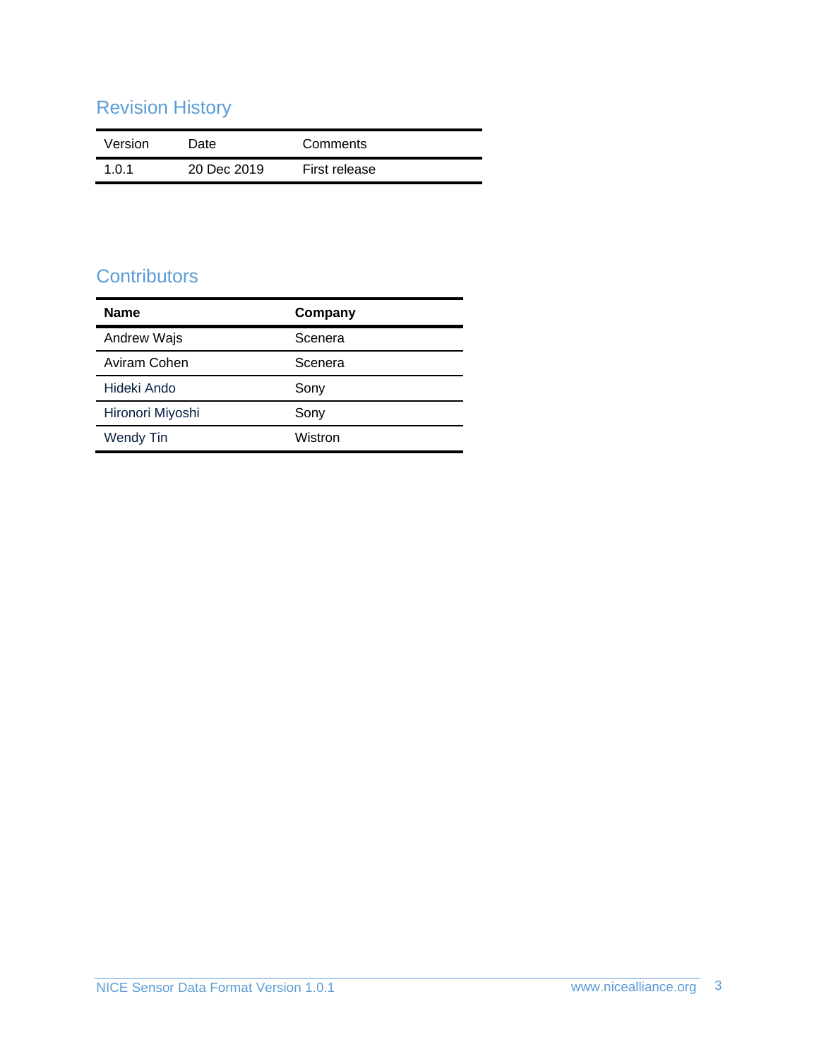## Revision History

| Version | Date | Comments |
|---|---|---|
| 1.0.1 | 20 Dec 2019 | First release |

## Contributors

| **Name** | **Company** |
|---|---|
| Andrew Wajs | Scenera |
| Aviram Cohen | Scenera |
| Hideki Ando | Sony |
| Hironori Miyoshi | Sony |
| Wendy Tin | Wistron |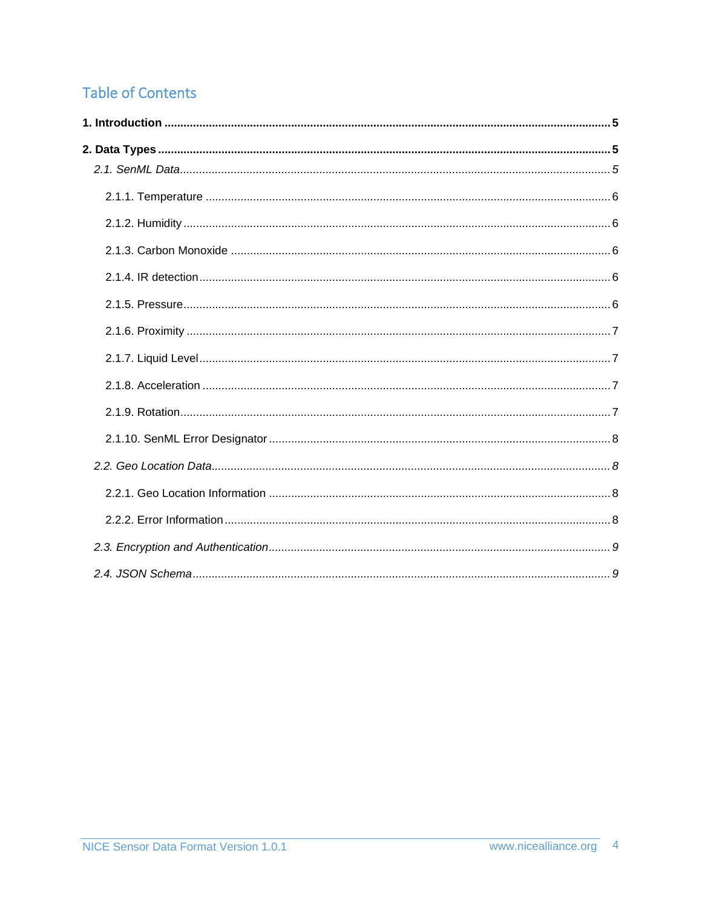## Table of Contents

**1. Introduction** ........ **5**

**2. Data Types** ........ **5**

*2.1. SenML Data* ........ *5*

2.1.1. Temperature ........ 6

2.1.2. Humidity ........ 6

2.1.3. Carbon Monoxide ........ 6

2.1.4. IR detection ........ 6

2.1.5. Pressure ........ 6

2.1.6. Proximity ........ 7

2.1.7. Liquid Level ........ 7

2.1.8. Acceleration ........ 7

2.1.9. Rotation ........ 7

2.1.10. SenML Error Designator ........ 8

*2.2. Geo Location Data* ........ *8*

2.2.1. Geo Location Information ........ 8

2.2.2. Error Information ........ 8

*2.3. Encryption and Authentication* ........ *9*

*2.4. JSON Schema* ........ *9*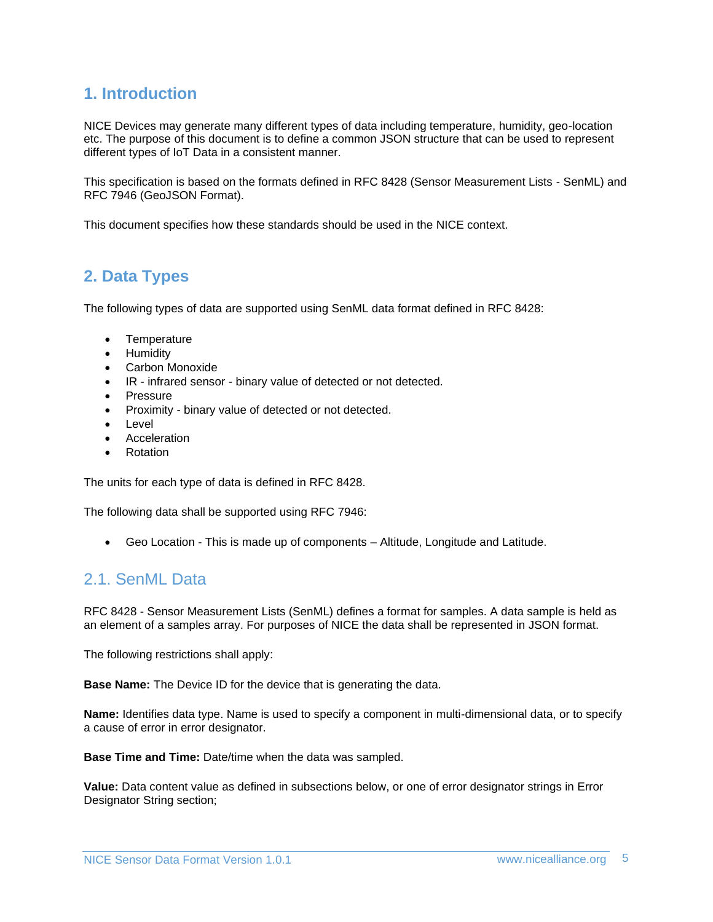# 1. Introduction

NICE Devices may generate many different types of data including temperature, humidity, geo-location etc. The purpose of this document is to define a common JSON structure that can be used to represent different types of IoT Data in a consistent manner.

This specification is based on the formats defined in RFC 8428 (Sensor Measurement Lists - SenML) and RFC 7946 (GeoJSON Format).

This document specifies how these standards should be used in the NICE context.

# 2. Data Types

The following types of data are supported using SenML data format defined in RFC 8428:

- Temperature
- Humidity
- Carbon Monoxide
- IR - infrared sensor - binary value of detected or not detected.
- Pressure
- Proximity - binary value of detected or not detected.
- Level
- Acceleration
- Rotation

The units for each type of data is defined in RFC 8428.

The following data shall be supported using RFC 7946:

- Geo Location - This is made up of components – Altitude, Longitude and Latitude.

## 2.1. SenML Data

RFC 8428 - Sensor Measurement Lists (SenML) defines a format for samples. A data sample is held as an element of a samples array. For purposes of NICE the data shall be represented in JSON format.

The following restrictions shall apply:

**Base Name:** The Device ID for the device that is generating the data.

**Name:** Identifies data type. Name is used to specify a component in multi-dimensional data, or to specify a cause of error in error designator.

**Base Time and Time:** Date/time when the data was sampled.

**Value:** Data content value as defined in subsections below, or one of error designator strings in Error Designator String section;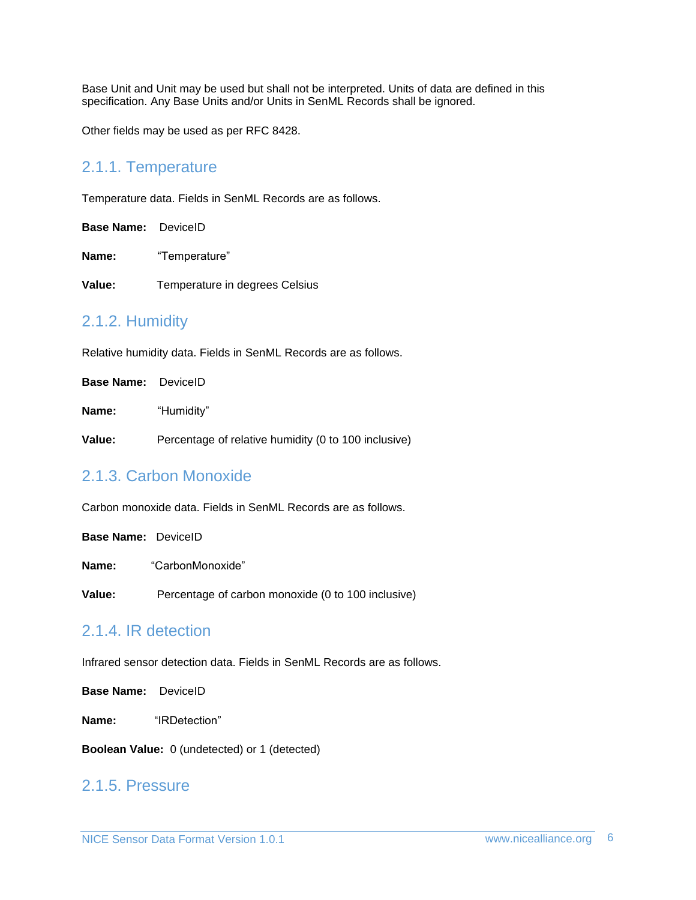Base Unit and Unit may be used but shall not be interpreted. Units of data are defined in this specification. Any Base Units and/or Units in SenML Records shall be ignored.

Other fields may be used as per RFC 8428.

### 2.1.1. Temperature

Temperature data. Fields in SenML Records are as follows.

**Base Name:** DeviceID

**Name:** "Temperature"

**Value:** Temperature in degrees Celsius

### 2.1.2. Humidity

Relative humidity data. Fields in SenML Records are as follows.

**Base Name:** DeviceID

**Name:** "Humidity"

**Value:** Percentage of relative humidity (0 to 100 inclusive)

### 2.1.3. Carbon Monoxide

Carbon monoxide data. Fields in SenML Records are as follows.

**Base Name:** DeviceID

**Name:** "CarbonMonoxide"

**Value:** Percentage of carbon monoxide (0 to 100 inclusive)

### 2.1.4. IR detection

Infrared sensor detection data. Fields in SenML Records are as follows.

**Base Name:** DeviceID

**Name:** "IRDetection"

**Boolean Value:** 0 (undetected) or 1 (detected)

### 2.1.5. Pressure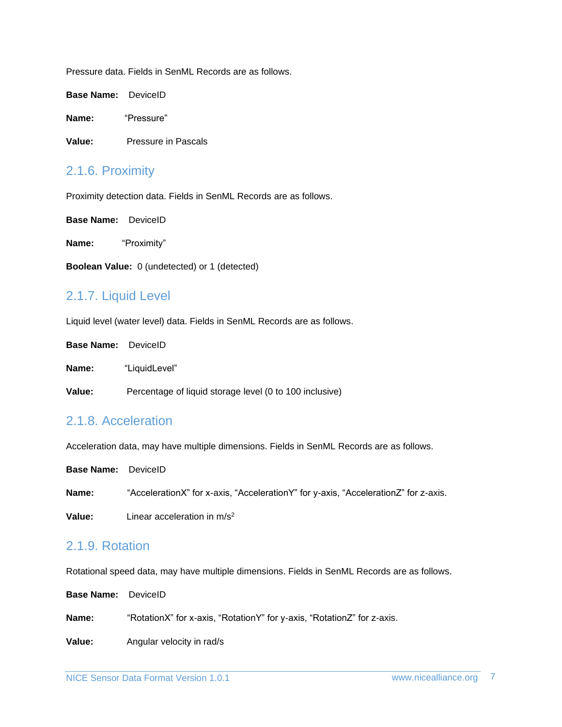Pressure data. Fields in SenML Records are as follows.

**Base Name:** DeviceID

**Name:** “Pressure”

**Value:** Pressure in Pascals

### 2.1.6. Proximity

Proximity detection data. Fields in SenML Records are as follows.

**Base Name:** DeviceID

**Name:** “Proximity”

**Boolean Value:** 0 (undetected) or 1 (detected)

### 2.1.7. Liquid Level

Liquid level (water level) data. Fields in SenML Records are as follows.

**Base Name:** DeviceID

**Name:** “LiquidLevel”

**Value:** Percentage of liquid storage level (0 to 100 inclusive)

### 2.1.8. Acceleration

Acceleration data, may have multiple dimensions. Fields in SenML Records are as follows.

**Base Name:** DeviceID

**Name:** “AccelerationX” for x-axis, “AccelerationY” for y-axis, “AccelerationZ” for z-axis.

**Value:** Linear acceleration in $m/s^2$

### 2.1.9. Rotation

Rotational speed data, may have multiple dimensions. Fields in SenML Records are as follows.

**Base Name:** DeviceID

**Name:** “RotationX” for x-axis, “RotationY” for y-axis, “RotationZ” for z-axis.

**Value:** Angular velocity in rad/s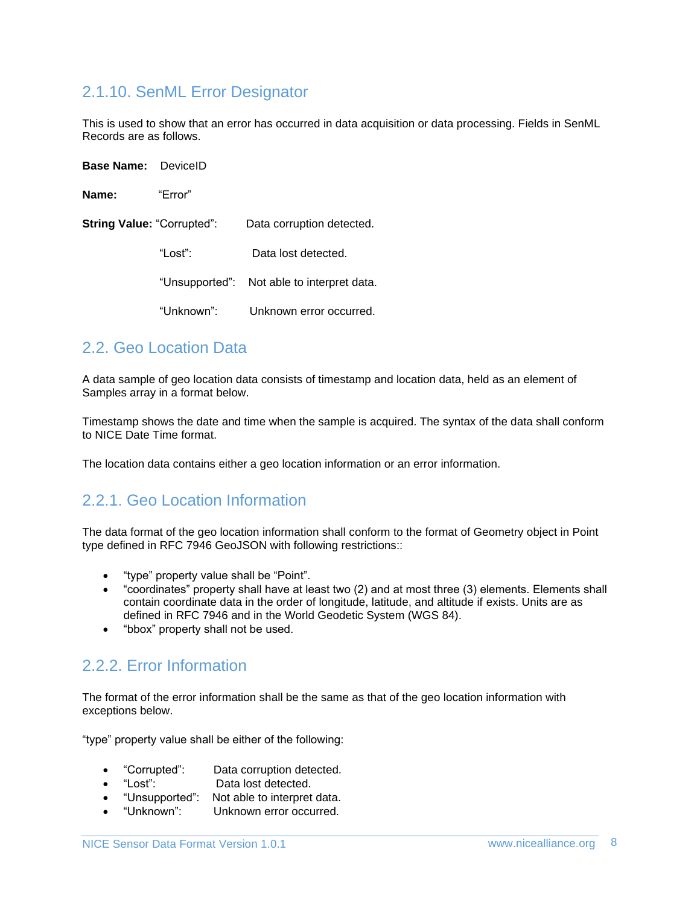### 2.1.10. SenML Error Designator

This is used to show that an error has occurred in data acquisition or data processing. Fields in SenML Records are as follows.

**Base Name:** DeviceID

**Name:** “Error”

**String Value:** “Corrupted”: Data corruption detected.

“Lost”: Data lost detected.

“Unsupported”: Not able to interpret data.

“Unknown”: Unknown error occurred.

## 2.2. Geo Location Data

A data sample of geo location data consists of timestamp and location data, held as an element of Samples array in a format below.

Timestamp shows the date and time when the sample is acquired. The syntax of the data shall conform to NICE Date Time format.

The location data contains either a geo location information or an error information.

### 2.2.1. Geo Location Information

The data format of the geo location information shall conform to the format of Geometry object in Point type defined in RFC 7946 GeoJSON with following restrictions::

- “type” property value shall be “Point”.
- “coordinates” property shall have at least two (2) and at most three (3) elements. Elements shall contain coordinate data in the order of longitude, latitude, and altitude if exists. Units are as defined in RFC 7946 and in the World Geodetic System (WGS 84).
- “bbox” property shall not be used.

### 2.2.2. Error Information

The format of the error information shall be the same as that of the geo location information with exceptions below.

“type” property value shall be either of the following:

- “Corrupted”: Data corruption detected.
- “Lost”: Data lost detected.
- “Unsupported”: Not able to interpret data.
- “Unknown”: Unknown error occurred.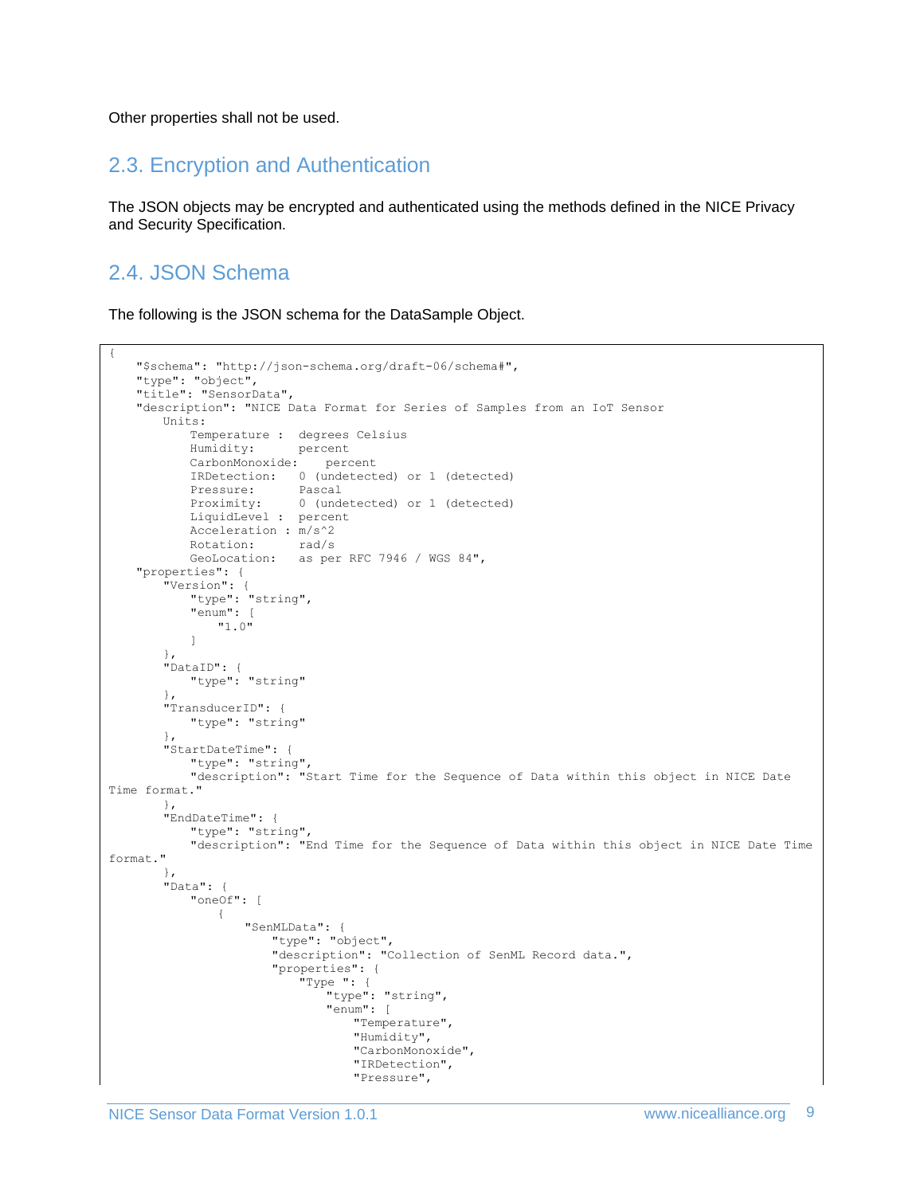Other properties shall not be used.

## 2.3. Encryption and Authentication

The JSON objects may be encrypted and authenticated using the methods defined in the NICE Privacy and Security Specification.

## 2.4. JSON Schema

The following is the JSON schema for the DataSample Object.

```
{
    "$schema": "http://json-schema.org/draft-06/schema#",
    "type": "object",
    "title": "SensorData",
    "description": "NICE Data Format for Series of Samples from an IoT Sensor
        Units:
            Temperature :  degrees Celsius
            Humidity:      percent
            CarbonMonoxide:    percent
            IRDetection:   0 (undetected) or 1 (detected)
            Pressure:      Pascal
            Proximity:     0 (undetected) or 1 (detected)
            LiquidLevel :  percent
            Acceleration : m/s^2
            Rotation:      rad/s
            GeoLocation:   as per RFC 7946 / WGS 84",
    "properties": {
        "Version": {
            "type": "string",
            "enum": [
                "1.0"
            ]
        },
        "DataID": {
            "type": "string"
        },
        "TransducerID": {
            "type": "string"
        },
        "StartDateTime": {
            "type": "string",
            "description": "Start Time for the Sequence of Data within this object in NICE Date
Time format."
        },
        "EndDateTime": {
            "type": "string",
            "description": "End Time for the Sequence of Data within this object in NICE Date Time
format."
        },
        "Data": {
            "oneOf": [
                {
                    "SenMLData": {
                        "type": "object",
                        "description": "Collection of SenML Record data.",
                        "properties": {
                            "Type ": {
                                "type": "string",
                                "enum": [
                                    "Temperature",
                                    "Humidity",
                                    "CarbonMonoxide",
                                    "IRDetection",
                                    "Pressure",
```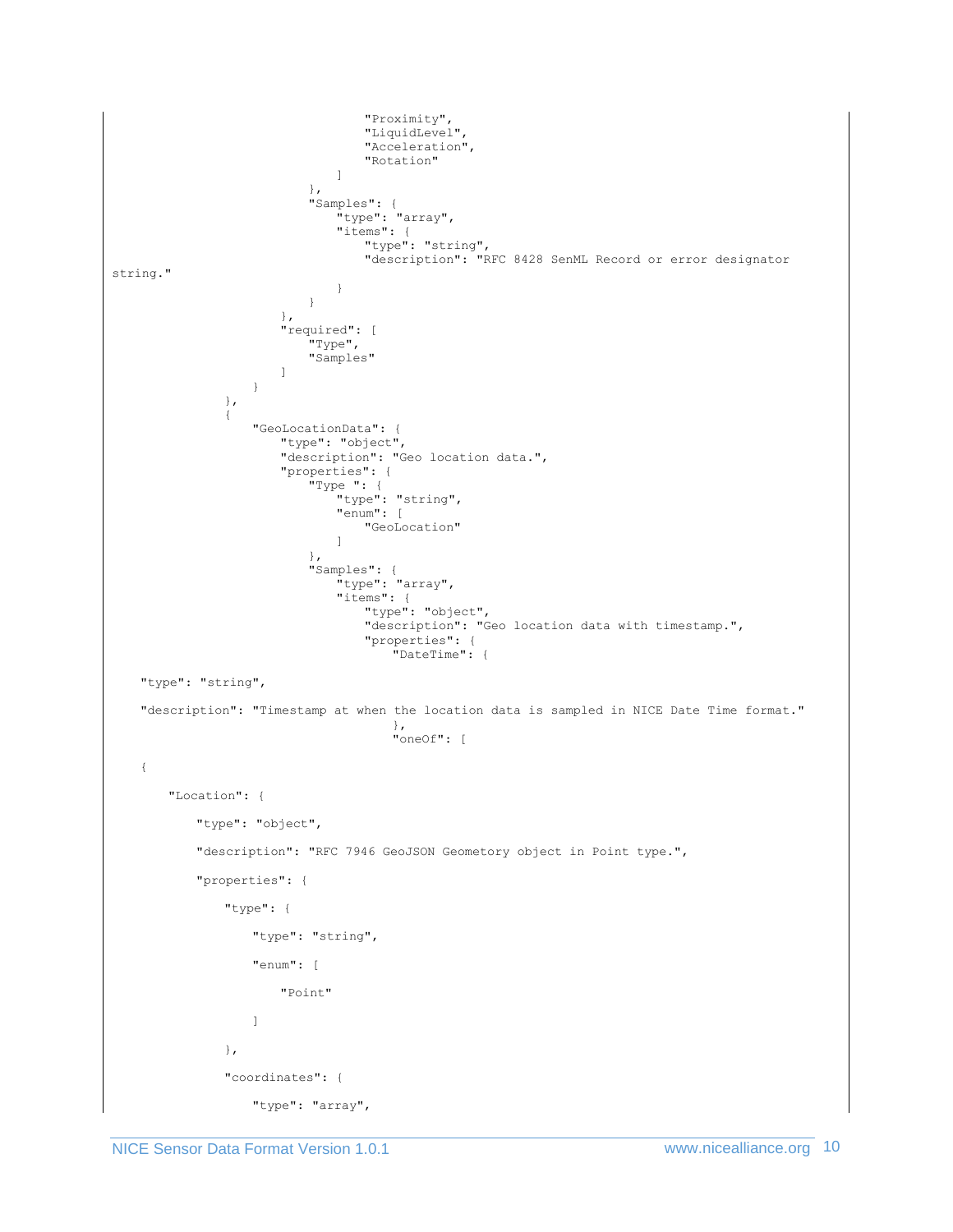```
                                "Proximity",
                                "LiquidLevel",
                                "Acceleration",
                                "Rotation"
                            ]
                        },
                        "Samples": {
                            "type": "array",
                            "items": {
                                "type": "string",
                                "description": "RFC 8428 SenML Record or error designator
string."
                            }
                        }
                    },
                    "required": [
                        "Type",
                        "Samples"
                    ]
                }
            },
            {
                "GeoLocationData": {
                    "type": "object",
                    "description": "Geo location data.",
                    "properties": {
                        "Type ": {
                            "type": "string",
                            "enum": [
                                "GeoLocation"
                            ]
                        },
                        "Samples": {
                            "type": "array",
                            "items": {
                                "type": "object",
                                "description": "Geo location data with timestamp.",
                                "properties": {
                                    "DateTime": {

    "type": "string",

    "description": "Timestamp at when the location data is sampled in NICE Date Time format."
                                    },
                                    "oneOf": [

    {

        "Location": {

            "type": "object",

            "description": "RFC 7946 GeoJSON Geometory object in Point type.",

            "properties": {

                "type": {

                    "type": "string",

                    "enum": [

                        "Point"

                    ]

                },

                "coordinates": {

                    "type": "array",
```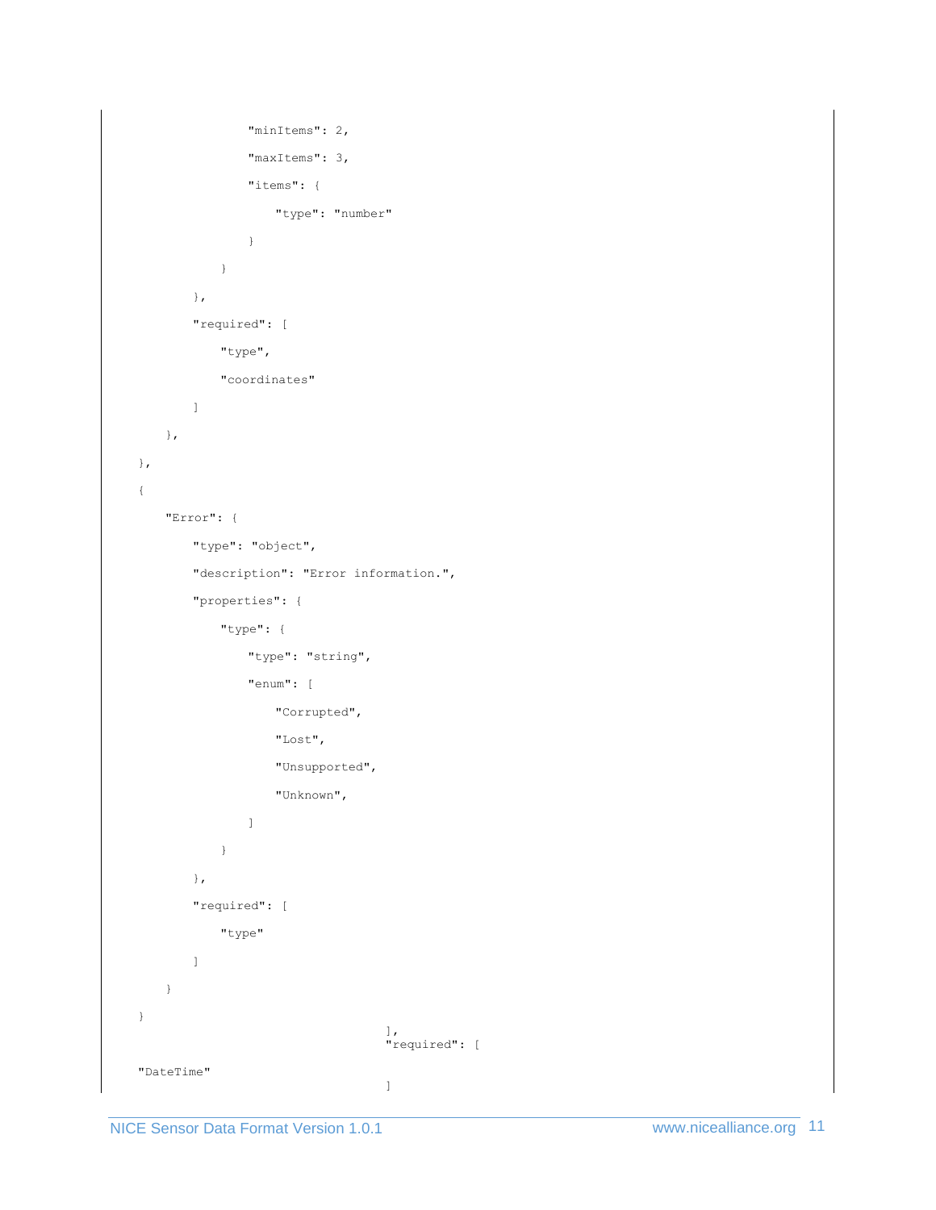```
                "minItems": 2,
                "maxItems": 3,
                "items": {
                    "type": "number"
                }
            }
        },
        "required": [
            "type",
            "coordinates"
        ]
    },
},
{
    "Error": {
        "type": "object",
        "description": "Error information.",
        "properties": {
            "type": {
                "type": "string",
                "enum": [
                    "Corrupted",
                    "Lost",
                    "Unsupported",
                    "Unknown",
                ]
            }
        },
        "required": [
            "type"
        ]
    }
}
                                        ],
                                        "required": [
"DateTime"
                                        ]
```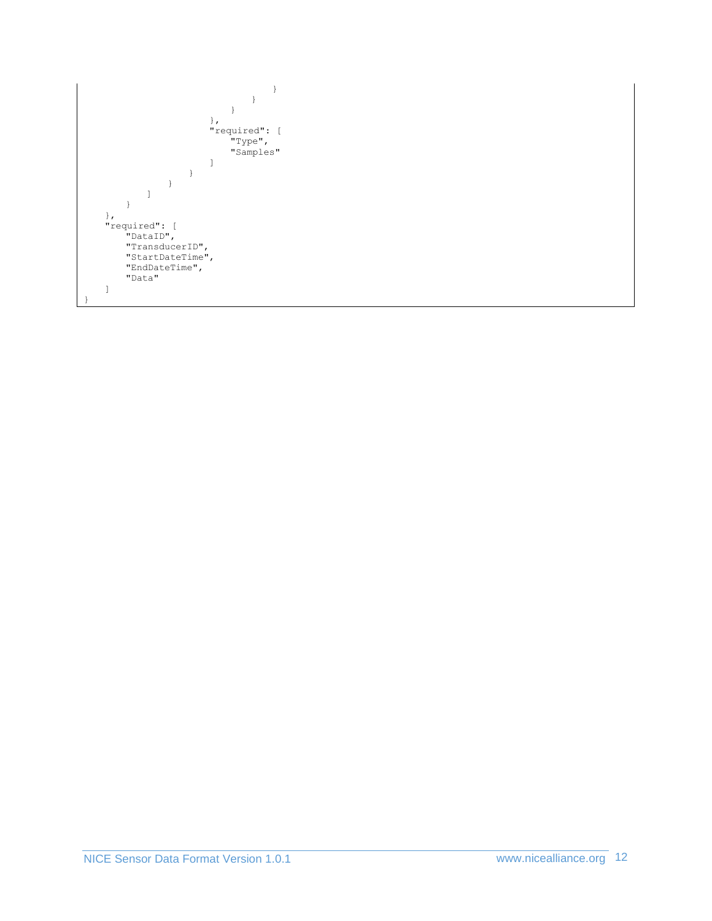```
                                        }
                                    }
                                }
                            },
                            "required": [
                                "Type",
                                "Samples"
                            ]
                        }
                    }
                ]
            }
        },
        "required": [
            "DataID",
            "TransducerID",
            "StartDateTime",
            "EndDateTime",
            "Data"
        ]
}
```